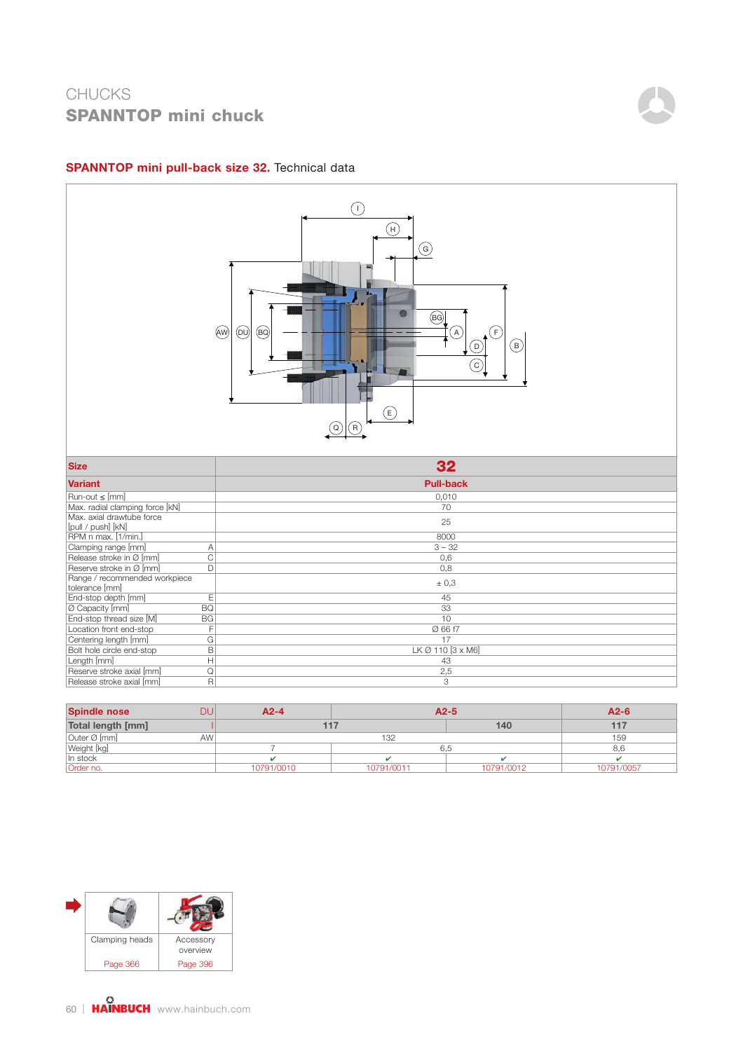CHUCKS

# SPANNTOP mini chuck

## SPANNTOP mini pull-back size 32. Technical data

| Size | | 32 |
|---|---|---|
| **Variant** | | **Pull-back** |
| Run-out ≤ [mm] | | 0,010 |
| Max. radial clamping force [kN] | | 70 |
| Max. axial drawtube force [pull / push] [kN] | | 25 |
| RPM n max. [1/min.] | | 8000 |
| Clamping range [mm] | A | 3 – 32 |
| Release stroke in Ø [mm] | C | 0,6 |
| Reserve stroke in Ø [mm] | D | 0,8 |
| Range / recommended workpiece tolerance [mm] | | ± 0,3 |
| End-stop depth [mm] | E | 45 |
| Ø Capacity [mm] | BQ | 33 |
| End-stop thread size [M] | BG | 10 |
| Location front end-stop | F | Ø 66 f7 |
| Centering length [mm] | G | 17 |
| Bolt hole circle end-stop | B | LK Ø 110 [3 x M6] |
| Length [mm] | H | 43 |
| Reserve stroke axial [mm] | Q | 2,5 |
| Release stroke axial [mm] | R | 3 |

| Spindle nose | DU | A2-4 | A2-5 | | A2-6 |
|---|---|---|---|---|---|
| **Total length [mm]** | I | 117 | | 140 | 117 |
| Outer Ø [mm] | AW | 132 | | | 159 |
| Weight [kg] | | 7 | 6,5 | | 8,6 |
| In stock | | ✔ | ✔ | ✔ | ✔ |
| Order no. | | 10791/0010 | 10791/0011 | 10791/0012 | 10791/0057 |

| Clamping heads | Accessory overview |
|---|---|
| Page 366 | Page 396 |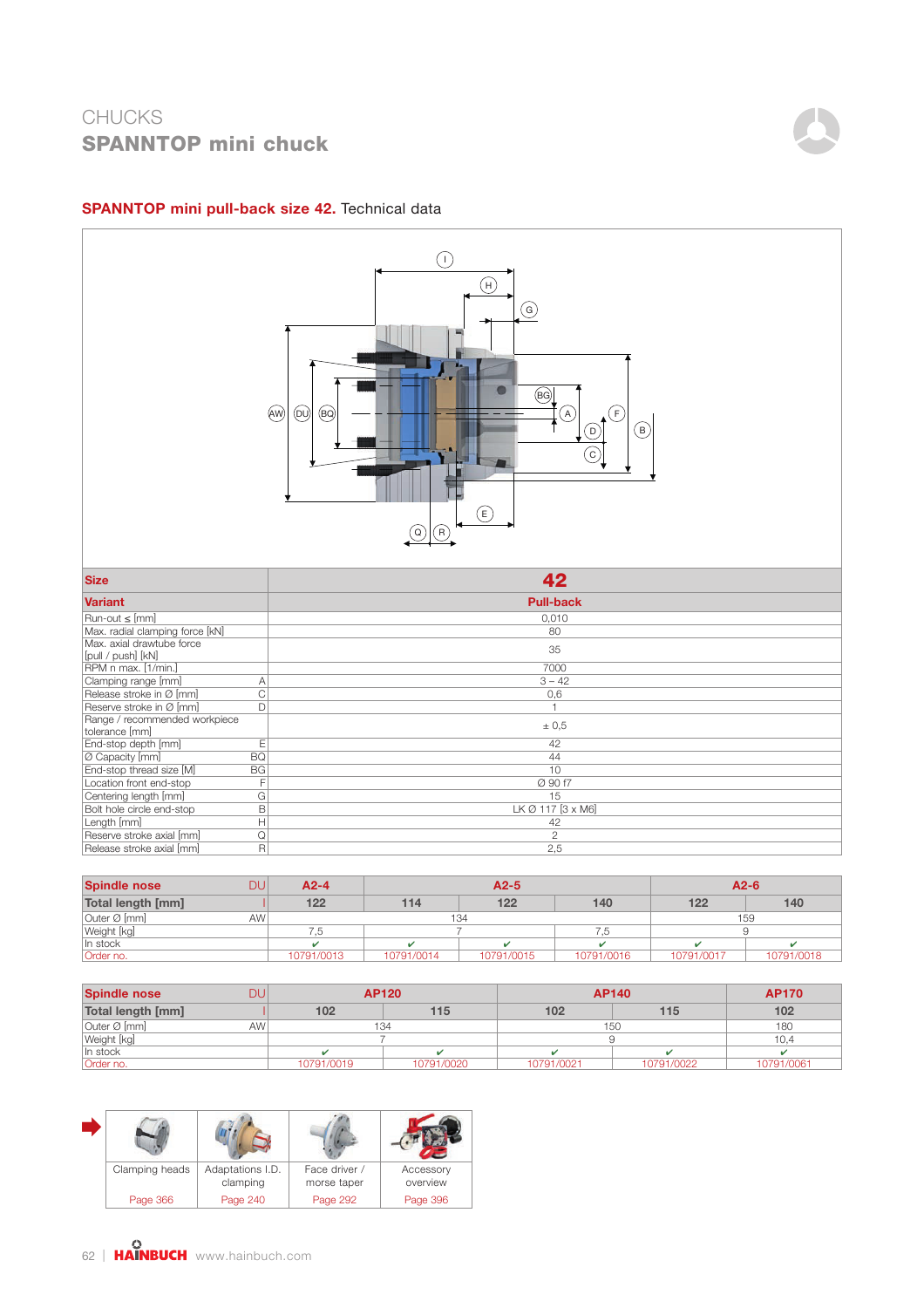# CHUCKS
## SPANNTOP mini chuck

### SPANNTOP mini pull-back size 42. Technical data

| Size | | 42 |
|---|---|---|
| **Variant** | | **Pull-back** |
| Run-out ≤ [mm] | | 0,010 |
| Max. radial clamping force [kN] | | 80 |
| Max. axial drawtube force [pull / push] [kN] | | 35 |
| RPM n max. [1/min.] | | 7000 |
| Clamping range [mm] | A | 3 – 42 |
| Release stroke in Ø [mm] | C | 0,6 |
| Reserve stroke in Ø [mm] | D | 1 |
| Range / recommended workpiece tolerance [mm] | | ± 0,5 |
| End-stop depth [mm] | E | 42 |
| Ø Capacity [mm] | BQ | 44 |
| End-stop thread size [M] | BG | 10 |
| Location front end-stop | F | Ø 90 f7 |
| Centering length [mm] | G | 15 |
| Bolt hole circle end-stop | B | LK Ø 117 [3 x M6] |
| Length [mm] | H | 42 |
| Reserve stroke axial [mm] | Q | 2 |
| Release stroke axial [mm] | R | 2,5 |

| Spindle nose | DU | A2-4 | A2-5 | | | A2-6 | |
|---|---|---|---|---|---|---|---|
| **Total length [mm]** | I | 122 | 114 | 122 | 140 | 122 | 140 |
| Outer Ø [mm] | AW | 134 | 134 | 134 | 134 | 159 | 159 |
| Weight [kg] | | 7,5 | 7 | 7 | 7,5 | 9 | 9 |
| In stock | | ✔ | ✔ | ✔ | ✔ | ✔ | ✔ |
| Order no. | | 10791/0013 | 10791/0014 | 10791/0015 | 10791/0016 | 10791/0017 | 10791/0018 |

| Spindle nose | DU | AP120 | | AP140 | | AP170 |
|---|---|---|---|---|---|---|
| **Total length [mm]** | I | 102 | 115 | 102 | 115 | 102 |
| Outer Ø [mm] | AW | 134 | 134 | 150 | 150 | 180 |
| Weight [kg] | | 7 | 7 | 9 | 9 | 10,4 |
| In stock | | ✔ | ✔ | ✔ | ✔ | ✔ |
| Order no. | | 10791/0019 | 10791/0020 | 10791/0021 | 10791/0022 | 10791/0061 |

| Clamping heads | Adaptations I.D. clamping | Face driver / morse taper | Accessory overview |
|---|---|---|---|
| Page 366 | Page 240 | Page 292 | Page 396 |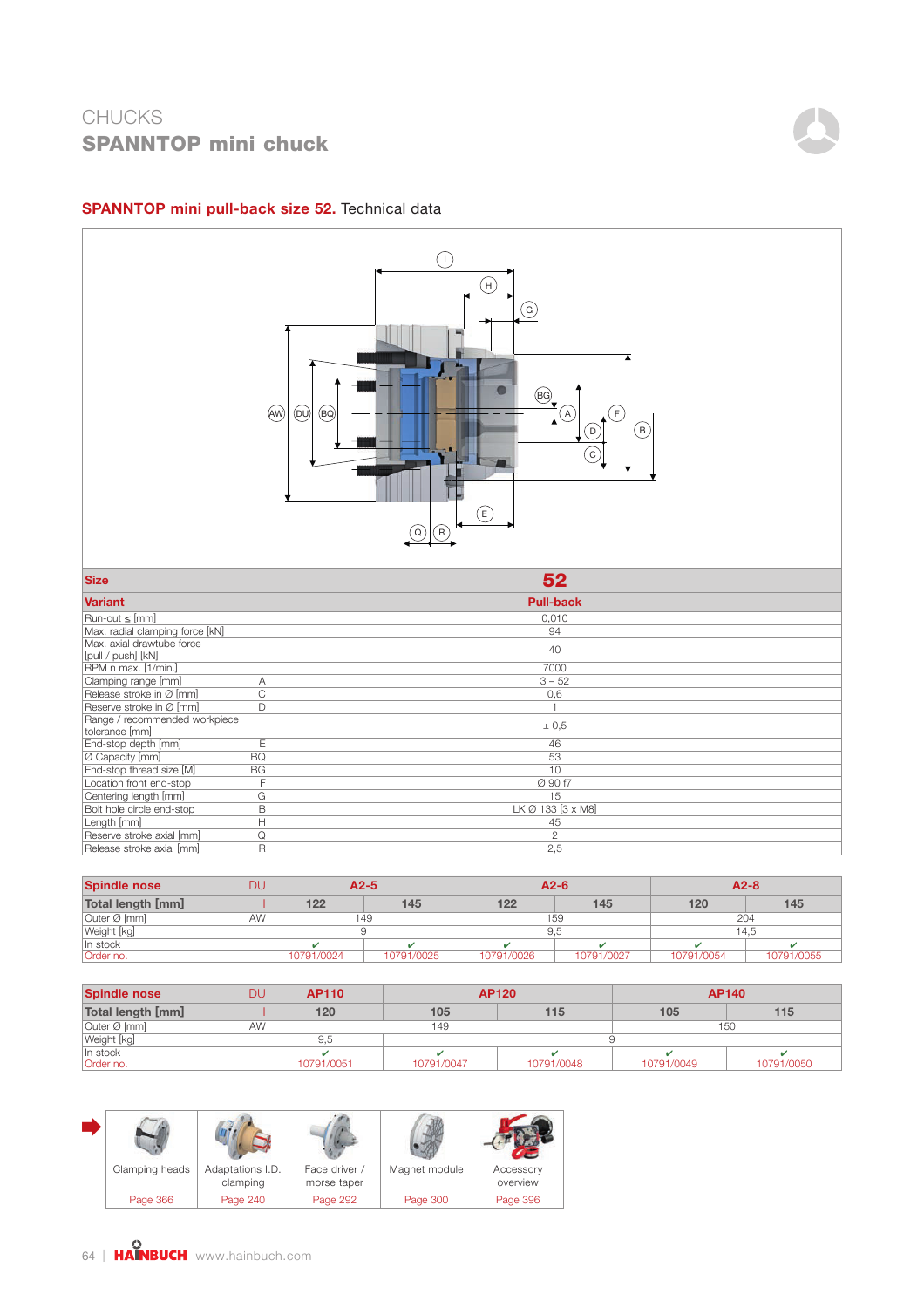# CHUCKS
## SPANNTOP mini chuck

### SPANNTOP mini pull-back size 52. Technical data

| Size | | 52 |
|---|---|---|
| Variant | | Pull-back |
| Run-out ≤ [mm] | | 0,010 |
| Max. radial clamping force [kN] | | 94 |
| Max. axial drawtube force [pull / push] [kN] | | 40 |
| RPM n max. [1/min.] | | 7000 |
| Clamping range [mm] | A | 3 – 52 |
| Release stroke in Ø [mm] | C | 0,6 |
| Reserve stroke in Ø [mm] | D | 1 |
| Range / recommended workpiece tolerance [mm] | | ± 0,5 |
| End-stop depth [mm] | E | 46 |
| Ø Capacity [mm] | BQ | 53 |
| End-stop thread size [M] | BG | 10 |
| Location front end-stop | F | Ø 90 f7 |
| Centering length [mm] | G | 15 |
| Bolt hole circle end-stop | B | LK Ø 133 [3 x M8] |
| Length [mm] | H | 45 |
| Reserve stroke axial [mm] | Q | 2 |
| Release stroke axial [mm] | R | 2,5 |

| Spindle nose | DU | A2-5 | | A2-6 | | A2-8 | |
|---|---|---|---|---|---|---|---|
| Total length [mm] | I | 122 | 145 | 122 | 145 | 120 | 145 |
| Outer Ø [mm] | AW | 149 | | 159 | | 204 | |
| Weight [kg] | | 9 | | 9,5 | | 14,5 | |
| In stock | | ✔ | ✔ | ✔ | ✔ | ✔ | ✔ |
| Order no. | | 10791/0024 | 10791/0025 | 10791/0026 | 10791/0027 | 10791/0054 | 10791/0055 |

| Spindle nose | DU | AP110 | AP120 | | AP140 | |
|---|---|---|---|---|---|---|
| Total length [mm] | I | 120 | 105 | 115 | 105 | 115 |
| Outer Ø [mm] | AW | 149 | | | 150 | |
| Weight [kg] | | 9,5 | 9 | | | |
| In stock | | ✔ | ✔ | ✔ | ✔ | ✔ |
| Order no. | | 10791/0051 | 10791/0047 | 10791/0048 | 10791/0049 | 10791/0050 |

| Clamping heads | Adaptations I.D. clamping | Face driver / morse taper | Magnet module | Accessory overview |
|---|---|---|---|---|
| Page 366 | Page 240 | Page 292 | Page 300 | Page 396 |

HAINBUCH www.hainbuch.com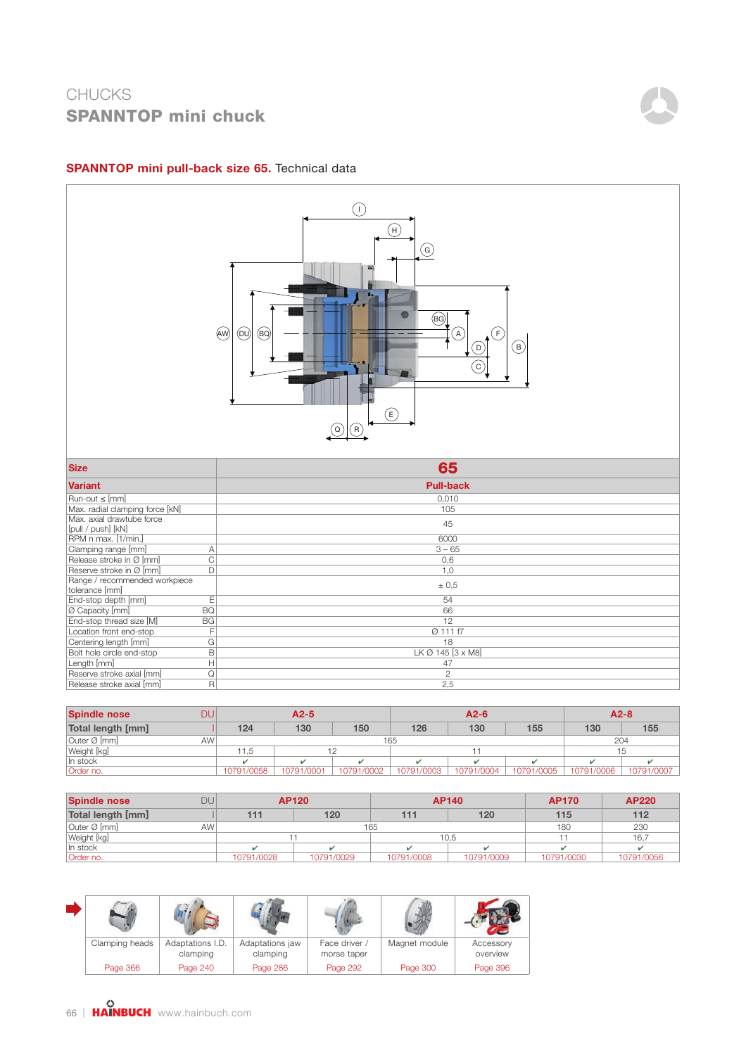CHUCKS
# SPANNTOP mini chuck

## SPANNTOP mini pull-back size 65. Technical data

| Size | | 65 |
|---|---|---|
| **Variant** | | **Pull-back** |
| Run-out ≤ [mm] | | 0,010 |
| Max. radial clamping force [kN] | | 105 |
| Max. axial drawtube force [pull / push] [kN] | | 45 |
| RPM n max. [1/min.] | | 6000 |
| Clamping range [mm] | A | 3 – 65 |
| Release stroke in Ø [mm] | C | 0,6 |
| Reserve stroke in Ø [mm] | D | 1,0 |
| Range / recommended workpiece tolerance [mm] | | ± 0,5 |
| End-stop depth [mm] | E | 54 |
| Ø Capacity [mm] | BQ | 66 |
| End-stop thread size [M] | BG | 12 |
| Location front end-stop | F | Ø 111 f7 |
| Centering length [mm] | G | 18 |
| Bolt hole circle end-stop | B | LK Ø 145 [3 x M8] |
| Length [mm] | H | 47 |
| Reserve stroke axial [mm] | Q | 2 |
| Release stroke axial [mm] | R | 2,5 |

| Spindle nose | DU | A2-5 | | | A2-6 | | | A2-8 | |
|---|---|---|---|---|---|---|---|---|---|
| **Total length [mm]** | I | 124 | 130 | 150 | 126 | 130 | 155 | 130 | 155 |
| Outer Ø [mm] | AW | 165 | | | | | | 204 | |
| Weight [kg] | | 11,5 | 12 | | 11 | | | 15 | |
| In stock | | ✔ | ✔ | ✔ | ✔ | ✔ | ✔ | ✔ | ✔ |
| Order no. | | 10791/0058 | 10791/0001 | 10791/0002 | 10791/0003 | 10791/0004 | 10791/0005 | 10791/0006 | 10791/0007 |

| Spindle nose | DU | AP120 | | AP140 | | AP170 | AP220 |
|---|---|---|---|---|---|---|---|
| **Total length [mm]** | I | 111 | 120 | 111 | 120 | 115 | 112 |
| Outer Ø [mm] | AW | 165 | | | | 180 | 230 |
| Weight [kg] | | 11 | | 10,5 | | 11 | 16,7 |
| In stock | | ✔ | ✔ | ✔ | ✔ | ✔ | ✔ |
| Order no. | | 10791/0028 | 10791/0029 | 10791/0008 | 10791/0009 | 10791/0030 | 10791/0056 |

| Clamping heads | Adaptations I.D. clamping | Adaptations jaw clamping | Face driver / morse taper | Magnet module | Accessory overview |
|---|---|---|---|---|---|
| Page 366 | Page 240 | Page 286 | Page 292 | Page 300 | Page 396 |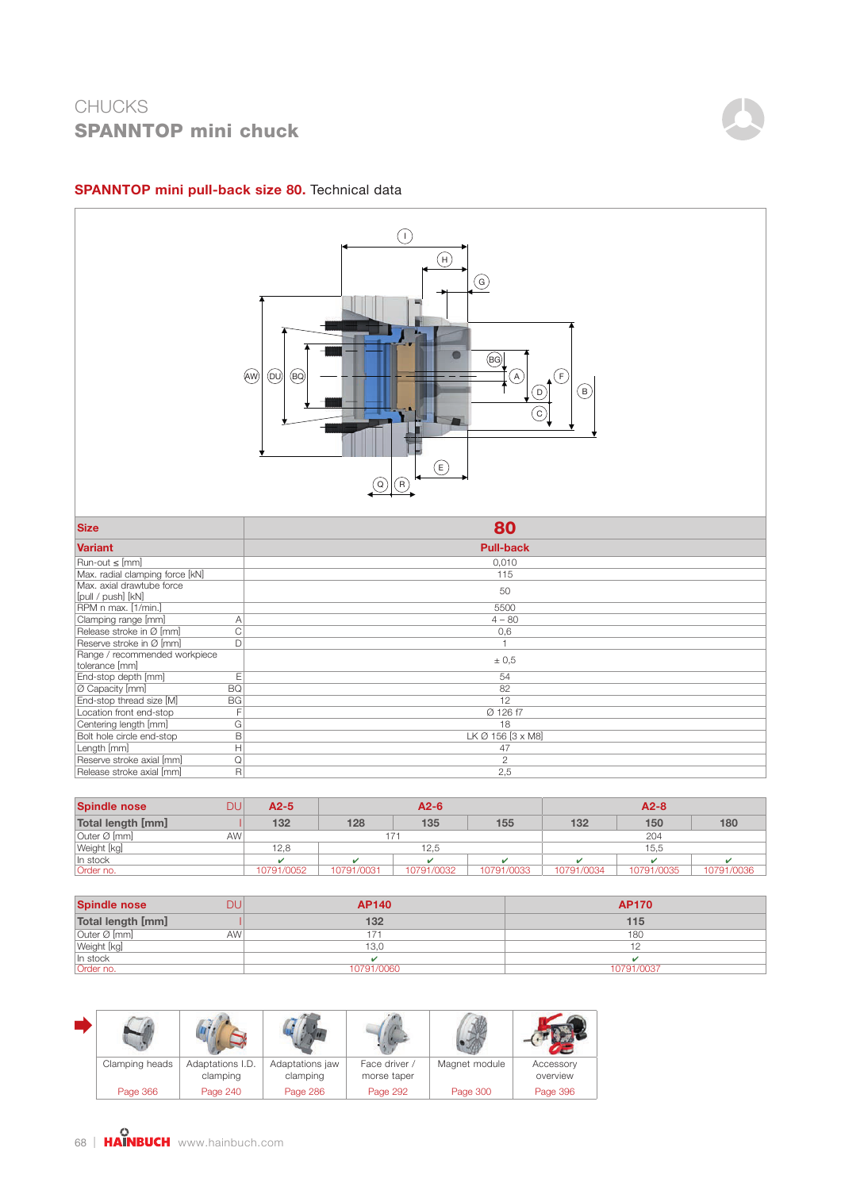# CHUCKS

## SPANNTOP mini chuck

### SPANNTOP mini pull-back size 80. Technical data

| Size | | 80 |
|---|---|---|
| **Variant** | | **Pull-back** |
| Run-out ≤ [mm] | | 0,010 |
| Max. radial clamping force [kN] | | 115 |
| Max. axial drawtube force [pull / push] [kN] | | 50 |
| RPM n max. [1/min.] | | 5500 |
| Clamping range [mm] | A | 4 – 80 |
| Release stroke in Ø [mm] | C | 0,6 |
| Reserve stroke in Ø [mm] | D | 1 |
| Range / recommended workpiece tolerance [mm] | | ± 0,5 |
| End-stop depth [mm] | E | 54 |
| Ø Capacity [mm] | BQ | 82 |
| End-stop thread size [M] | BG | 12 |
| Location front end-stop | F | Ø 126 f7 |
| Centering length [mm] | G | 18 |
| Bolt hole circle end-stop | B | LK Ø 156 [3 x M8] |
| Length [mm] | H | 47 |
| Reserve stroke axial [mm] | Q | 2 |
| Release stroke axial [mm] | R | 2,5 |

| Spindle nose | DU | A2-5 | A2-6 | | | A2-8 | | |
|---|---|---|---|---|---|---|---|---|
| **Total length [mm]** | I | 132 | 128 | 135 | 155 | 132 | 150 | 180 |
| Outer Ø [mm] | AW | 171 | | | | 204 | | |
| Weight [kg] | | 12,8 | 12,5 | | | 15,5 | | |
| In stock | | ✔ | ✔ | ✔ | ✔ | ✔ | ✔ | ✔ |
| Order no. | | 10791/0052 | 10791/0031 | 10791/0032 | 10791/0033 | 10791/0034 | 10791/0035 | 10791/0036 |

| Spindle nose | DU | AP140 | AP170 |
|---|---|---|---|
| **Total length [mm]** | I | 132 | 115 |
| Outer Ø [mm] | AW | 171 | 180 |
| Weight [kg] | | 13,0 | 12 |
| In stock | | ✔ | ✔ |
| Order no. | | 10791/0060 | 10791/0037 |

| Clamping heads | Adaptations I.D. clamping | Adaptations jaw clamping | Face driver / morse taper | Magnet module | Accessory overview |
|---|---|---|---|---|---|
| Page 366 | Page 240 | Page 286 | Page 292 | Page 300 | Page 396 |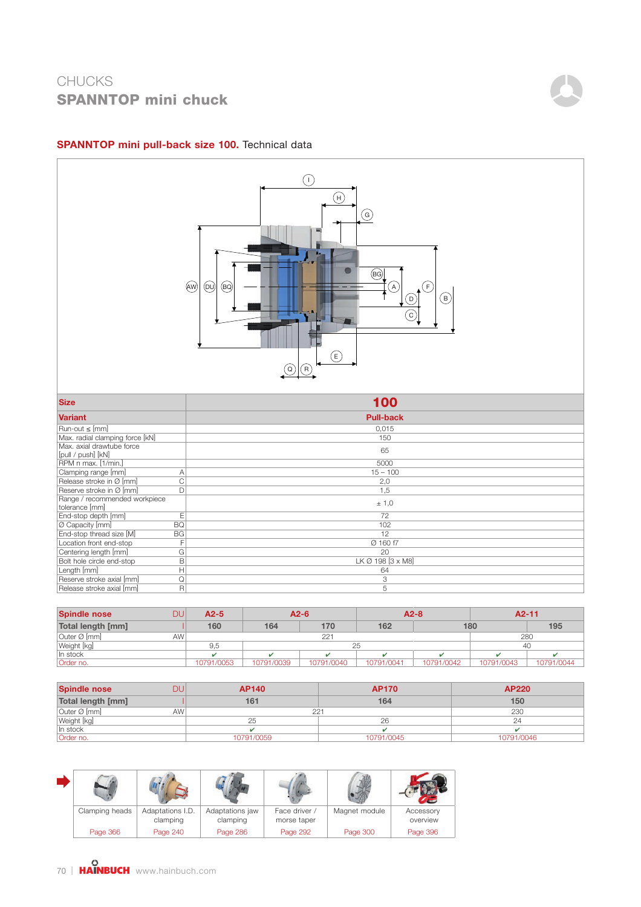# CHUCKS
## SPANNTOP mini chuck

### SPANNTOP mini pull-back size 100. Technical data

I
H
G
BG
A
F
D
B
C
AW
DU
BQ
E
Q
R

| Size | | 100 |
|---|---|---|
| **Variant** | | **Pull-back** |
| Run-out ≤ [mm] | | 0,015 |
| Max. radial clamping force [kN] | | 150 |
| Max. axial drawtube force [pull / push] [kN] | | 65 |
| RPM n max. [1/min.] | | 5000 |
| Clamping range [mm] | A | 15 – 100 |
| Release stroke in Ø [mm] | C | 2,0 |
| Reserve stroke in Ø [mm] | D | 1,5 |
| Range / recommended workpiece tolerance [mm] | | ± 1,0 |
| End-stop depth [mm] | E | 72 |
| Ø Capacity [mm] | BQ | 102 |
| End-stop thread size [M] | BG | 12 |
| Location front end-stop | F | Ø 160 f7 |
| Centering length [mm] | G | 20 |
| Bolt hole circle end-stop | B | LK Ø 198 [3 x M8] |
| Length [mm] | H | 64 |
| Reserve stroke axial [mm] | Q | 3 |
| Release stroke axial [mm] | R | 5 |

| Spindle nose | DU | A2-5 | A2-6 | | A2-8 | | A2-11 | |
|---|---|---|---|---|---|---|---|---|
| **Total length [mm]** | I | 160 | 164 | 170 | 162 | 180 | 180 | 195 |
| Outer Ø [mm] | AW | 221 | 221 | 221 | 221 | 221 | 280 | 280 |
| Weight [kg] | | 9,5 | 25 | 25 | 25 | 25 | 40 | 40 |
| In stock | | ✔ | ✔ | ✔ | ✔ | ✔ | ✔ | ✔ |
| Order no. | | 10791/0053 | 10791/0039 | 10791/0040 | 10791/0041 | 10791/0042 | 10791/0043 | 10791/0044 |

| Spindle nose | DU | AP140 | AP170 | AP220 |
|---|---|---|---|---|
| **Total length [mm]** | I | 161 | 164 | 150 |
| Outer Ø [mm] | AW | 221 | 221 | 230 |
| Weight [kg] | | 25 | 26 | 24 |
| In stock | | ✔ | ✔ | ✔ |
| Order no. | | 10791/0059 | 10791/0045 | 10791/0046 |

| Clamping heads | Adaptations I.D. clamping | Adaptations jaw clamping | Face driver / morse taper | Magnet module | Accessory overview |
|---|---|---|---|---|---|
| Page 366 | Page 240 | Page 286 | Page 292 | Page 300 | Page 396 |

HAINBUCH www.hainbuch.com